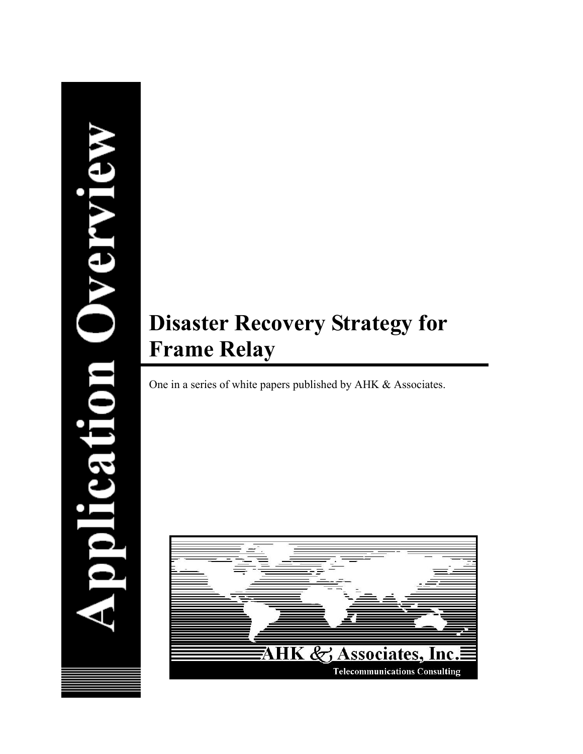Application Overview

# Disaster Recovery Strategy for Frame Relay

One in a series of white papers published by AHK & Associates.

AHK & Associates, Inc.

Telecommunications Consulting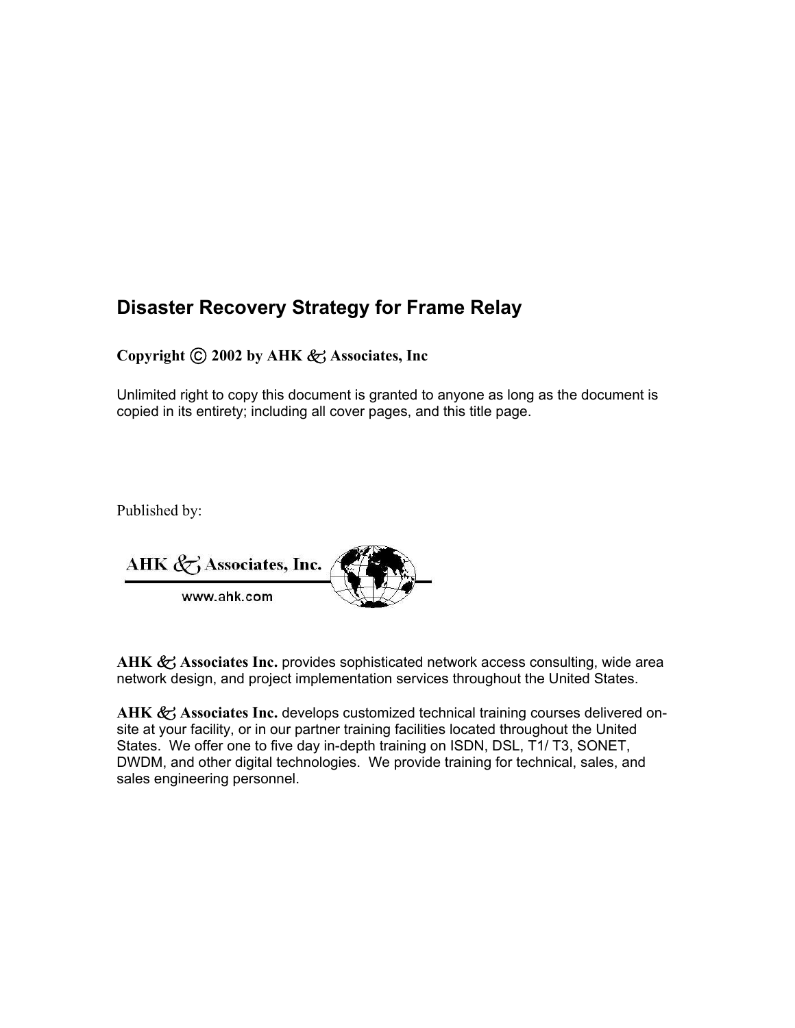## Disaster Recovery Strategy for Frame Relay

**Copyright © 2002 by AHK & Associates, Inc**

Unlimited right to copy this document is granted to anyone as long as the document is copied in its entirety; including all cover pages, and this title page.

Published by:

AHK & Associates, Inc.

www.ahk.com

**AHK & Associates Inc.** provides sophisticated network access consulting, wide area network design, and project implementation services throughout the United States.

**AHK & Associates Inc.** develops customized technical training courses delivered on-site at your facility, or in our partner training facilities located throughout the United States. We offer one to five day in-depth training on ISDN, DSL, T1/ T3, SONET, DWDM, and other digital technologies. We provide training for technical, sales, and sales engineering personnel.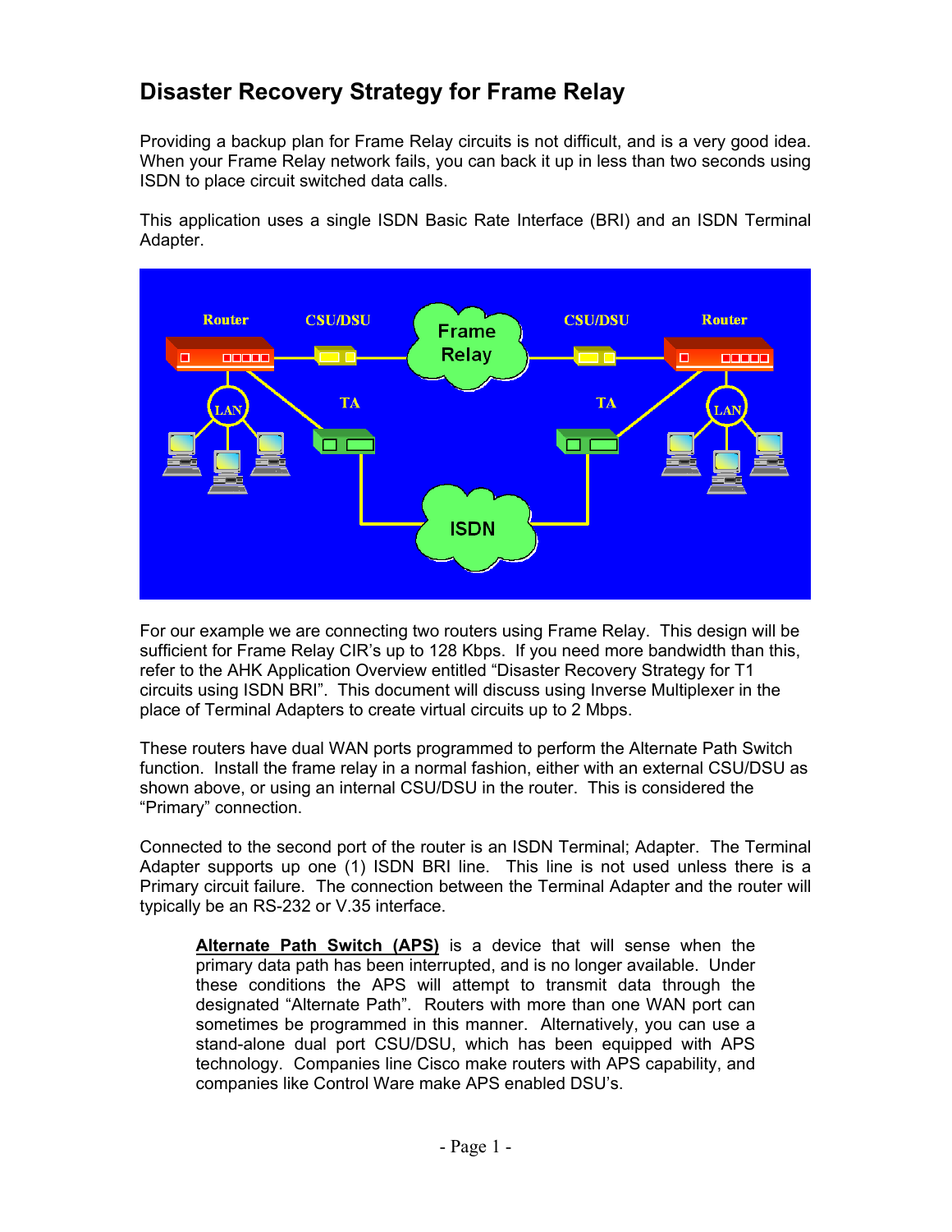# Disaster Recovery Strategy for Frame Relay

Providing a backup plan for Frame Relay circuits is not difficult, and is a very good idea. When your Frame Relay network fails, you can back it up in less than two seconds using ISDN to place circuit switched data calls.

This application uses a single ISDN Basic Rate Interface (BRI) and an ISDN Terminal Adapter.

For our example we are connecting two routers using Frame Relay. This design will be sufficient for Frame Relay CIR's up to 128 Kbps. If you need more bandwidth than this, refer to the AHK Application Overview entitled "Disaster Recovery Strategy for T1 circuits using ISDN BRI". This document will discuss using Inverse Multiplexer in the place of Terminal Adapters to create virtual circuits up to 2 Mbps.

These routers have dual WAN ports programmed to perform the Alternate Path Switch function. Install the frame relay in a normal fashion, either with an external CSU/DSU as shown above, or using an internal CSU/DSU in the router. This is considered the "Primary" connection.

Connected to the second port of the router is an ISDN Terminal; Adapter. The Terminal Adapter supports up one (1) ISDN BRI line. This line is not used unless there is a Primary circuit failure. The connection between the Terminal Adapter and the router will typically be an RS-232 or V.35 interface.

> **Alternate Path Switch (APS)** is a device that will sense when the primary data path has been interrupted, and is no longer available. Under these conditions the APS will attempt to transmit data through the designated "Alternate Path". Routers with more than one WAN port can sometimes be programmed in this manner. Alternatively, you can use a stand-alone dual port CSU/DSU, which has been equipped with APS technology. Companies line Cisco make routers with APS capability, and companies like Control Ware make APS enabled DSU's.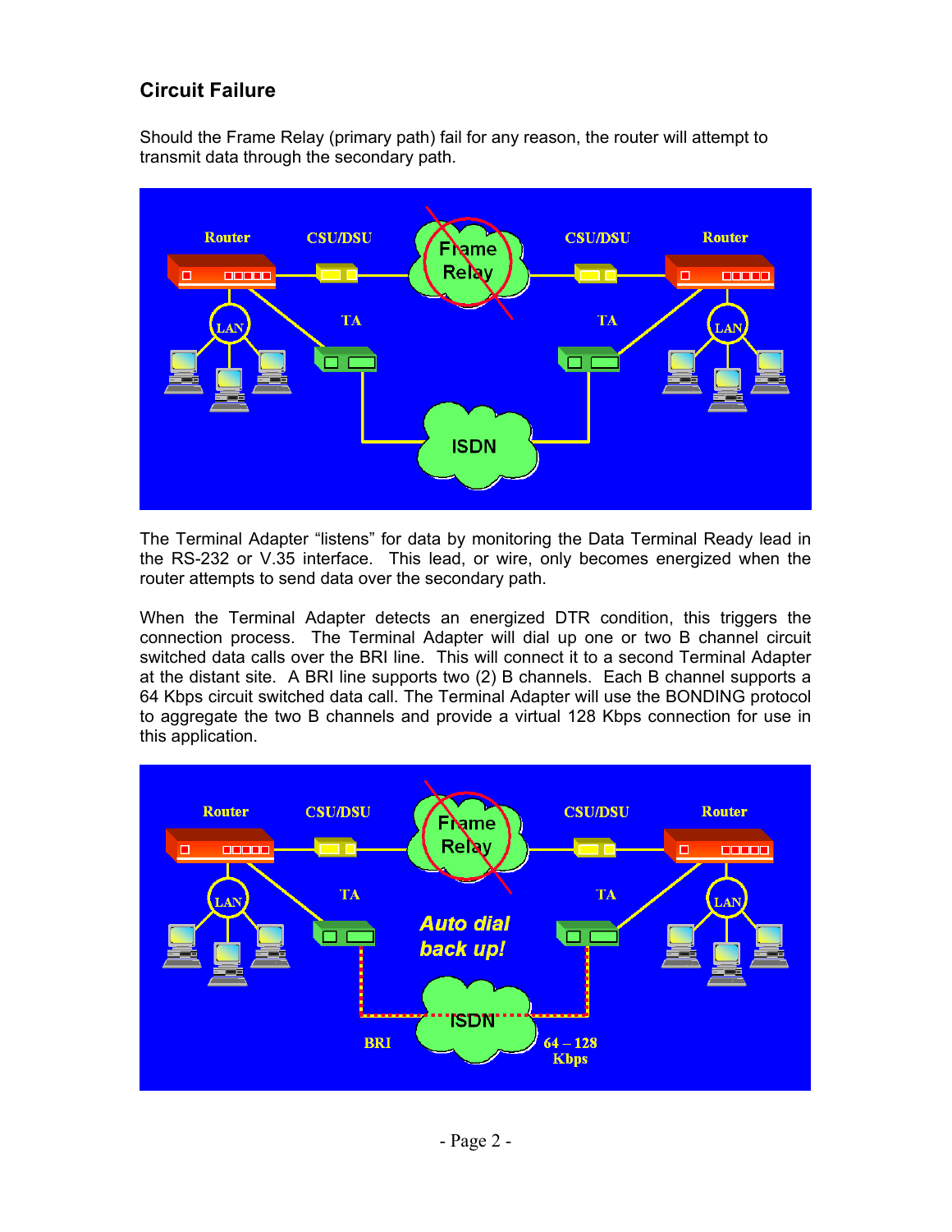## Circuit Failure

Should the Frame Relay (primary path) fail for any reason, the router will attempt to transmit data through the secondary path.

The Terminal Adapter "listens" for data by monitoring the Data Terminal Ready lead in the RS-232 or V.35 interface. This lead, or wire, only becomes energized when the router attempts to send data over the secondary path.

When the Terminal Adapter detects an energized DTR condition, this triggers the connection process. The Terminal Adapter will dial up one or two B channel circuit switched data calls over the BRI line. This will connect it to a second Terminal Adapter at the distant site. A BRI line supports two (2) B channels. Each B channel supports a 64 Kbps circuit switched data call. The Terminal Adapter will use the BONDING protocol to aggregate the two B channels and provide a virtual 128 Kbps connection for use in this application.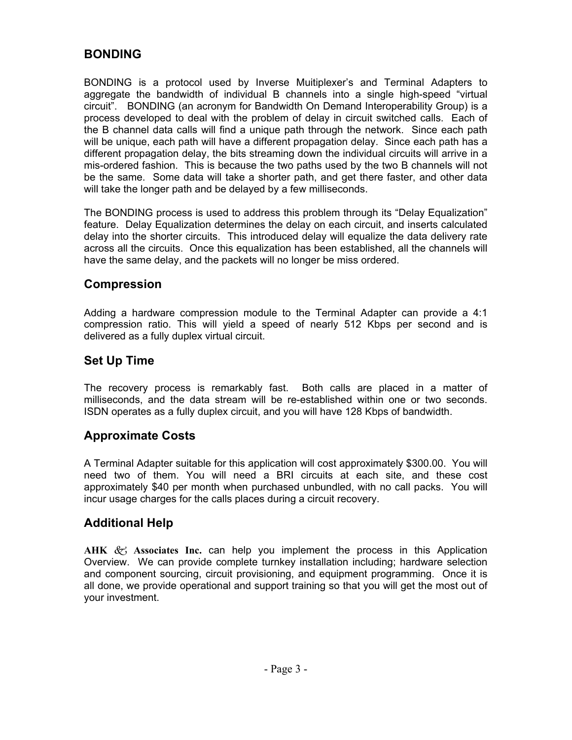## BONDING

BONDING is a protocol used by Inverse Muitiplexer's and Terminal Adapters to aggregate the bandwidth of individual B channels into a single high-speed "virtual circuit". BONDING (an acronym for Bandwidth On Demand Interoperability Group) is a process developed to deal with the problem of delay in circuit switched calls. Each of the B channel data calls will find a unique path through the network. Since each path will be unique, each path will have a different propagation delay. Since each path has a different propagation delay, the bits streaming down the individual circuits will arrive in a mis-ordered fashion. This is because the two paths used by the two B channels will not be the same. Some data will take a shorter path, and get there faster, and other data will take the longer path and be delayed by a few milliseconds.

The BONDING process is used to address this problem through its "Delay Equalization" feature. Delay Equalization determines the delay on each circuit, and inserts calculated delay into the shorter circuits. This introduced delay will equalize the data delivery rate across all the circuits. Once this equalization has been established, all the channels will have the same delay, and the packets will no longer be miss ordered.

## Compression

Adding a hardware compression module to the Terminal Adapter can provide a 4:1 compression ratio. This will yield a speed of nearly 512 Kbps per second and is delivered as a fully duplex virtual circuit.

## Set Up Time

The recovery process is remarkably fast. Both calls are placed in a matter of milliseconds, and the data stream will be re-established within one or two seconds. ISDN operates as a fully duplex circuit, and you will have 128 Kbps of bandwidth.

## Approximate Costs

A Terminal Adapter suitable for this application will cost approximately $300.00. You will need two of them. You will need a BRI circuits at each site, and these cost approximately $40 per month when purchased unbundled, with no call packs. You will incur usage charges for the calls places during a circuit recovery.

## Additional Help

**AHK & Associates Inc.** can help you implement the process in this Application Overview. We can provide complete turnkey installation including; hardware selection and component sourcing, circuit provisioning, and equipment programming. Once it is all done, we provide operational and support training so that you will get the most out of your investment.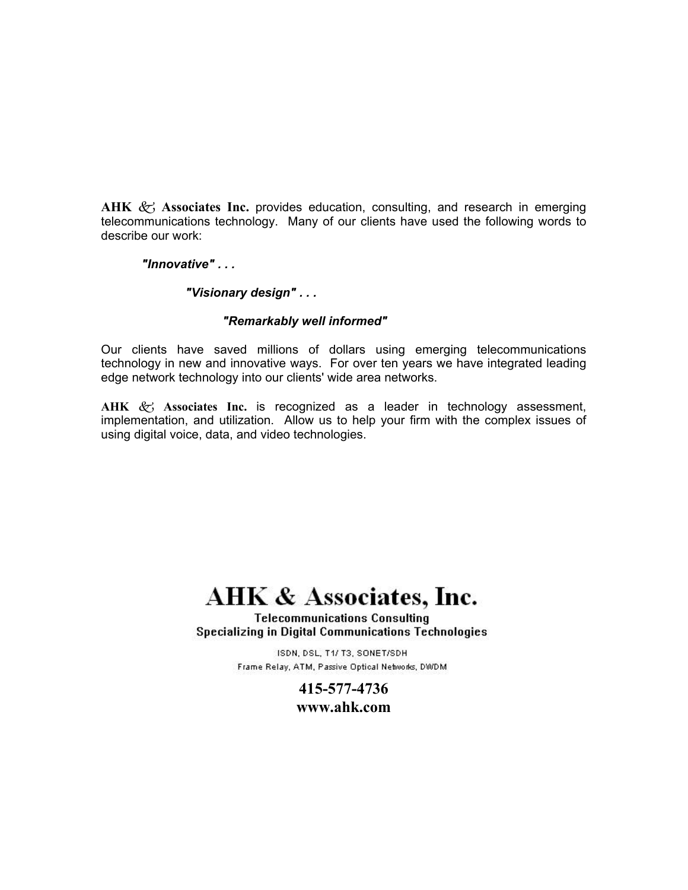**AHK & Associates Inc.** provides education, consulting, and research in emerging telecommunications technology. Many of our clients have used the following words to describe our work:

***"Innovative" . . .***

***"Visionary design" . . .***

***"Remarkably well informed"***

Our clients have saved millions of dollars using emerging telecommunications technology in new and innovative ways. For over ten years we have integrated leading edge network technology into our clients' wide area networks.

**AHK & Associates Inc.** is recognized as a leader in technology assessment, implementation, and utilization. Allow us to help your firm with the complex issues of using digital voice, data, and video technologies.

# AHK & Associates, Inc.

**Telecommunications Consulting**
**Specializing in Digital Communications Technologies**

ISDN, DSL, T1/ T3, SONET/SDH
Frame Relay, ATM, Passive Optical Networks, DWDM

**415-577-4736**
**www.ahk.com**